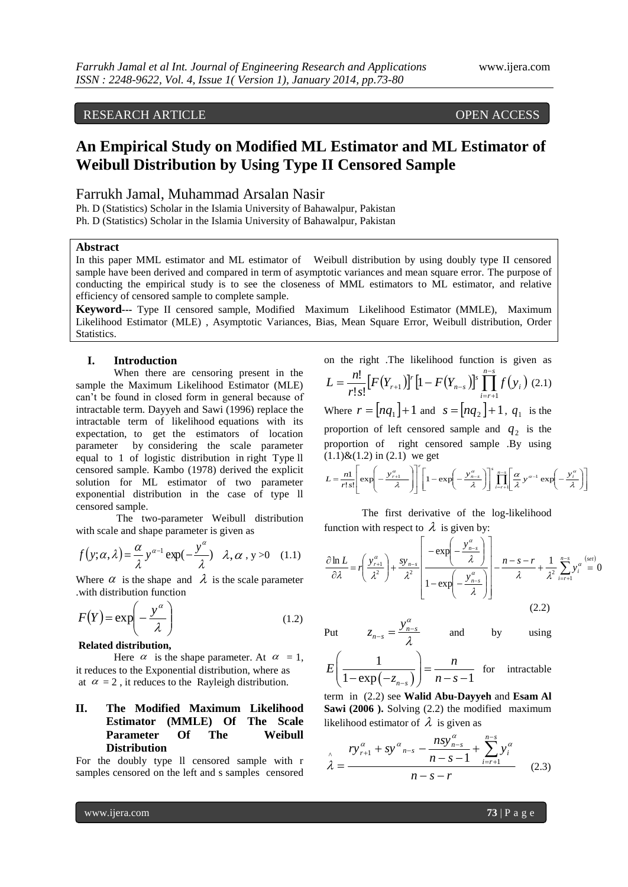RESEARCH ARTICLE OPEN ACCESS

# An Empirical Study on Modified ML Estimator and ML Estimator of Weibull Distribution by Using Type II Censored Sample

Farrukh Jamal, Muhammad Arsalan Nasir

Ph. D (Statistics) Scholar in the Islamia University of Bahawalpur, Pakistan
Ph. D (Statistics) Scholar in the Islamia University of Bahawalpur, Pakistan

**Abstract**

In this paper MML estimator and ML estimator of Weibull distribution by using doubly type II censored sample have been derived and compared in term of asymptotic variances and mean square error. The purpose of conducting the empirical study is to see the closeness of MML estimators to ML estimator, and relative efficiency of censored sample to complete sample.

**Keyword---** Type II censored sample, Modified Maximum Likelihood Estimator (MMLE), Maximum Likelihood Estimator (MLE) , Asymptotic Variances, Bias, Mean Square Error, Weibull distribution, Order Statistics.

## I. Introduction

When there are censoring present in the sample the Maximum Likelihood Estimator (MLE) can't be found in closed form in general because of intractable term. Dayyeh and Sawi (1996) replace the intractable term of likelihood equations with its expectation, to get the estimators of location parameter by considering the scale parameter equal to 1 of logistic distribution in right Type ll censored sample. Kambo (1978) derived the explicit solution for ML estimator of two parameter exponential distribution in the case of type ll censored sample.

The two-parameter Weibull distribution with scale and shape parameter is given as

$$f(y;\alpha,\lambda)=\frac{\alpha}{\lambda}y^{\alpha-1}\exp\left(-\frac{y^{\alpha}}{\lambda}\right)\quad \lambda,\alpha\ ,\ y>0 \quad (1.1)$$

Where $\alpha$ is the shape and $\lambda$ is the scale parameter .with distribution function

$$F(Y)=\exp\left(-\frac{y^{\alpha}}{\lambda}\right) \quad (1.2)$$

**Related distribution,**

Here $\alpha$ is the shape parameter. At $\alpha = 1$, it reduces to the Exponential distribution, where as at $\alpha = 2$ , it reduces to the Rayleigh distribution.

## II. The Modified Maximum Likelihood Estimator (MMLE) Of The Scale Parameter Of The Weibull Distribution

For the doubly type ll censored sample with r samples censored on the left and s samples censored on the right .The likelihood function is given as

$$L=\frac{n!}{r!s!}\left[F(Y_{r+1})\right]^{r}\left[1-F(Y_{n-s})\right]^{s}\prod_{i=r+1}^{n-s}f(y_i) \quad (2.1)$$

Where $r=[nq_1]+1$ and $s=[nq_2]+1$, $q_1$ is the proportion of left censored sample and $q_2$ is the proportion of right censored sample .By using (1.1)&(1.2) in (2.1) we get

$$L=\frac{n!}{r!s!}\left[\exp\left(-\frac{y_{r+1}^{\alpha}}{\lambda}\right)\right]^{r}\left[1-\exp\left(-\frac{y_{n-s}^{\alpha}}{\lambda}\right)\right]^{s}\prod_{i=r+1}^{n-s}\left[\frac{\alpha}{\lambda}y^{\alpha-1}\exp\left(-\frac{y_i^{\alpha}}{\lambda}\right)\right]$$

The first derivative of the log-likelihood function with respect to $\lambda$ is given by:

$$\frac{\partial \ln L}{\partial \lambda}=r\left(\frac{y_{r+1}^{\alpha}}{\lambda^2}\right)+\frac{sy_{n-s}}{\lambda^2}\left[\frac{-\exp\left(-\frac{y_{n-s}^{\alpha}}{\lambda}\right)}{1-\exp\left(-\frac{y_{n-s}^{\alpha}}{\lambda}\right)}\right]-\frac{n-s-r}{\lambda}+\frac{1}{\lambda^2}\sum_{i=r+1}^{n-s}y_i^{\alpha}\overset{(set)}{=}0 \quad (2.2)$$

Put $z_{n-s}=\frac{y_{n-s}^{\alpha}}{\lambda}$ and by using $E\left(\frac{1}{1-\exp(-z_{n-s})}\right)=\frac{n}{n-s-1}$ for intractable term in (2.2) see **Walid Abu-Dayyeh** and **Esam Al Sawi (2006 ).** Solving (2.2) the modified maximum likelihood estimator of $\lambda$ is given as

$$\hat{\lambda}=\frac{ry_{r+1}^{\alpha}+sy^{\alpha}{}_{n-s}-\frac{nsy_{n-s}^{\alpha}}{n-s-1}+\sum_{i=r+1}^{n-s}y_i^{\alpha}}{n-s-r} \quad (2.3)$$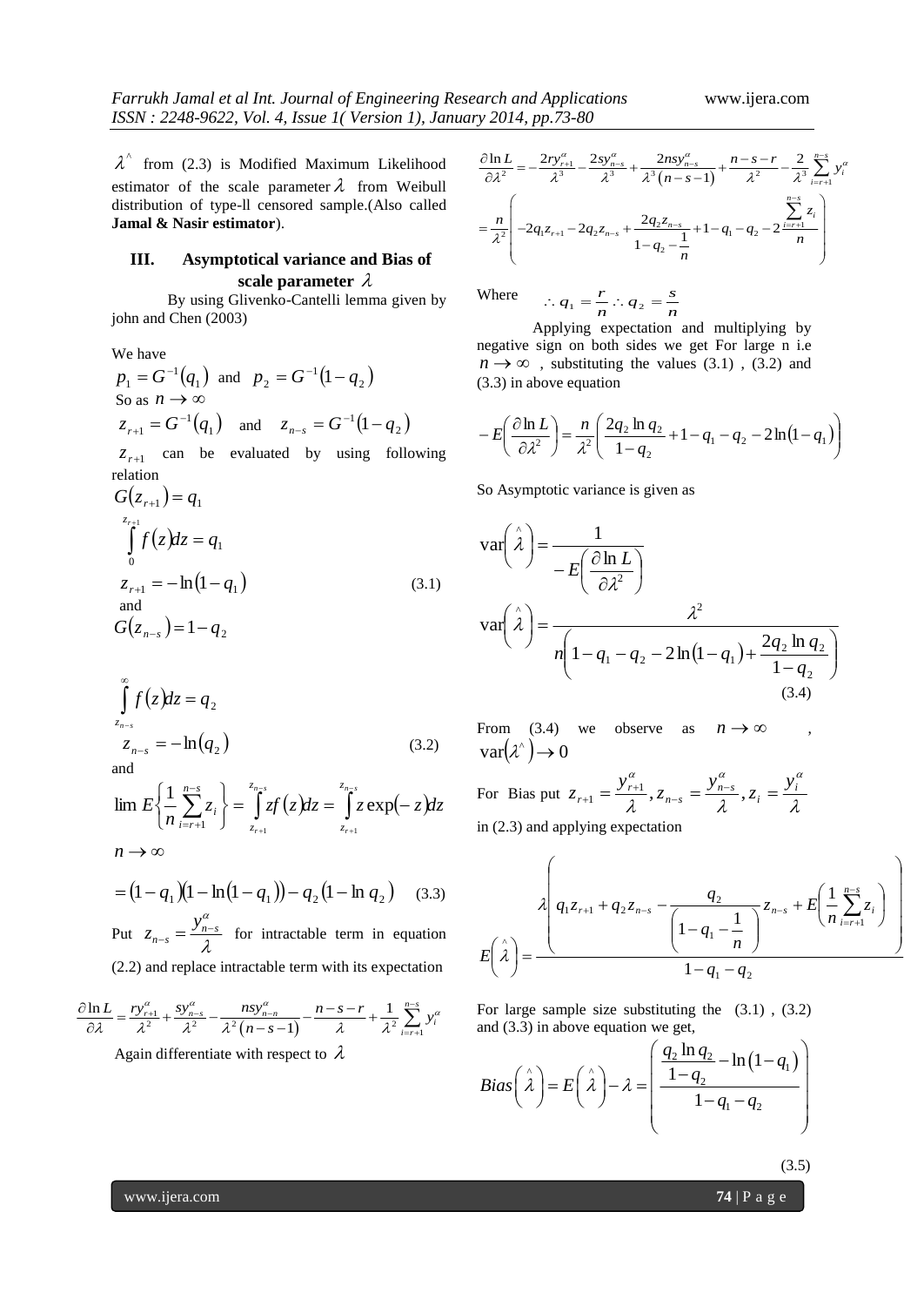$\hat{\lambda}$ from (2.3) is Modified Maximum Likelihood estimator of the scale parameter $\lambda$ from Weibull distribution of type-ll censored sample.(Also called **Jamal & Nasir estimator**).

## III. Asymptotical variance and Bias of scale parameter $\lambda$

By using Glivenko-Cantelli lemma given by john and Chen (2003)

We have

$p_1 = G^{-1}(q_1)$ and $p_2 = G^{-1}(1-q_2)$

So as $n \to \infty$

$z_{r+1} = G^{-1}(q_1)$ and $z_{n-s} = G^{-1}(1-q_2)$

$z_{r+1}$ can be evaluated by using following relation

$$G(z_{r+1}) = q_1$$

$$\int_0^{z_{r+1}} f(z)dz = q_1$$

$$z_{r+1} = -\ln(1-q_1) \tag{3.1}$$

and

$$G(z_{n-s}) = 1-q_2$$

$$\int_{z_{n-s}}^{\infty} f(z)dz = q_2$$

$$z_{n-s} = -\ln(q_2) \tag{3.2}$$

and

$$\lim_{n\to\infty} E\left\{\frac{1}{n}\sum_{i=r+1}^{n-s} z_i\right\} = \int_{z_{r+1}}^{z_{n-s}} zf(z)dz = \int_{z_{r+1}}^{z_{n-s}} z\exp(-z)dz$$

$$= (1-q_1)(1-\ln(1-q_1)) - q_2(1-\ln q_2) \tag{3.3}$$

Put $z_{n-s} = \dfrac{y_{n-s}^{\alpha}}{\lambda}$ for intractable term in equation (2.2) and replace intractable term with its expectation

$$\frac{\partial \ln L}{\partial \lambda} = \frac{ry_{r+1}^{\alpha}}{\lambda^2} + \frac{sy_{n-s}^{\alpha}}{\lambda^2} - \frac{nsy_{n-n}^{\alpha}}{\lambda^2(n-s-1)} - \frac{n-s-r}{\lambda} + \frac{1}{\lambda^2}\sum_{i=r+1}^{n-s} y_i^{\alpha}$$

Again differentiate with respect to $\lambda$

$$\frac{\partial \ln L}{\partial \lambda^2} = -\frac{2ry_{r+1}^{\alpha}}{\lambda^3} - \frac{2sy_{n-s}^{\alpha}}{\lambda^3} + \frac{2nsy_{n-s}^{\alpha}}{\lambda^3(n-s-1)} + \frac{n-s-r}{\lambda^2} - \frac{2}{\lambda^3}\sum_{i=r+1}^{n-s} y_i^{\alpha}$$

$$= \frac{n}{\lambda^2}\left(-2q_1 z_{r+1} - 2q_2 z_{n-s} + \frac{2q_2 z_{n-s}}{1-q_2-\frac{1}{n}} + 1 - q_1 - q_2 - 2\frac{\sum_{i=r+1}^{n-s} z_i}{n}\right)$$

Where $\therefore q_1 = \dfrac{r}{n} \therefore q_2 = \dfrac{s}{n}$

Applying expectation and multiplying by negative sign on both sides we get For large n i.e $n \to \infty$, substituting the values (3.1) , (3.2) and (3.3) in above equation

$$-E\left(\frac{\partial \ln L}{\partial \lambda^2}\right) = \frac{n}{\lambda^2}\left(\frac{2q_2 \ln q_2}{1-q_2} + 1 - q_1 - q_2 - 2\ln(1-q_1)\right)$$

So Asymptotic variance is given as

$$\operatorname{var}\left(\hat{\lambda}\right) = \frac{1}{-E\left(\dfrac{\partial \ln L}{\partial \lambda^2}\right)}$$

$$\operatorname{var}\left(\hat{\lambda}\right) = \frac{\lambda^2}{n\left(1-q_1-q_2-2\ln(1-q_1) + \dfrac{2q_2 \ln q_2}{1-q_2}\right)} \tag{3.4}$$

From (3.4) we observe as $n \to \infty$, $\operatorname{var}(\hat{\lambda}) \to 0$

For Bias put $z_{r+1} = \dfrac{y_{r+1}^{\alpha}}{\lambda}, z_{n-s} = \dfrac{y_{n-s}^{\alpha}}{\lambda}, z_i = \dfrac{y_i^{\alpha}}{\lambda}$ in (2.3) and applying expectation

$$E\left(\hat{\lambda}\right) = \frac{\lambda\left(q_1 z_{r+1} + q_2 z_{n-s} - \dfrac{q_2}{\left(1-q_1-\dfrac{1}{n}\right)} z_{n-s} + E\left(\dfrac{1}{n}\sum_{i=r+1}^{n-s} z_i\right)\right)}{1-q_1-q_2}$$

For large sample size substituting the (3.1) , (3.2) and (3.3) in above equation we get,

$$Bias\left(\hat{\lambda}\right) = E\left(\hat{\lambda}\right) - \lambda = \left(\frac{\dfrac{q_2 \ln q_2}{1-q_2} - \ln(1-q_1)}{1-q_1-q_2}\right) \tag{3.5}$$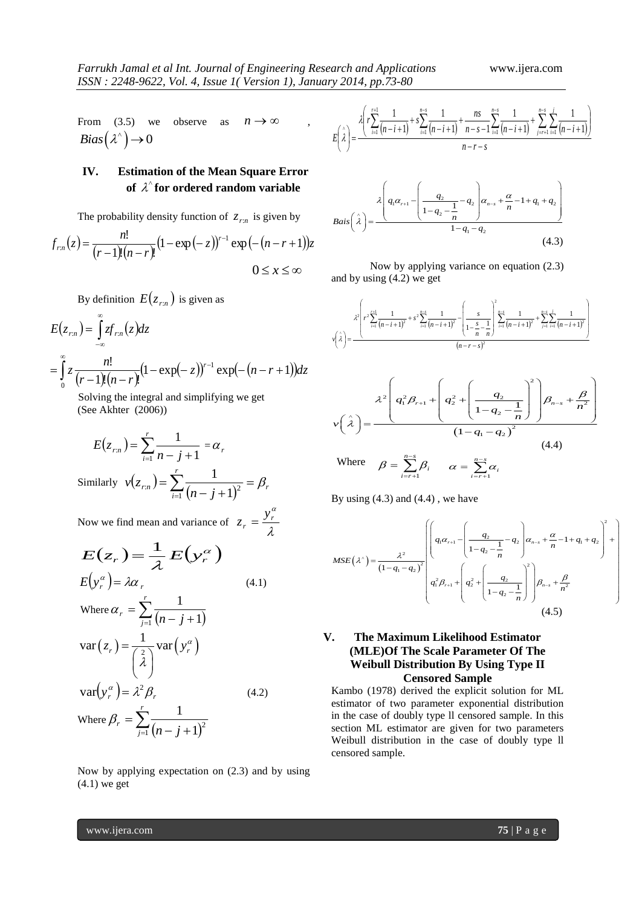From (3.5) we observe as $n \to \infty$, $Bias\left(\lambda^{\wedge}\right) \to 0$

## IV. Estimation of the Mean Square Error of $\lambda^{\wedge}$ for ordered random variable

The probability density function of $z_{r:n}$ is given by

$$f_{r:n}(z) = \frac{n!}{(r-1)!(n-r)!}\left(1-\exp(-z)\right)^{r-1}\exp\left(-(n-r+1)\right)z$$

$$0 \le x \le \infty$$

By definition $E(z_{r:n})$ is given as

$$E(z_{r:n}) = \int_{-\infty}^{\infty} z f_{r:n}(z)dz$$

$$= \int_{0}^{\infty} z \frac{n!}{(r-1)!(n-r)!}\left(1-\exp(-z)\right)^{r-1}\exp\left(-(n-r+1)\right)dz$$

Solving the integral and simplifying we get (See Akhter (2006))

$$E(z_{r:n}) = \sum_{i=1}^{r}\frac{1}{n-j+1} = \alpha_r$$

Similarly $v(z_{r:n}) = \sum_{i=1}^{r}\frac{1}{(n-j+1)^2} = \beta_r$

Now we find mean and variance of $z_r = \frac{y_r^{\alpha}}{\lambda}$

$$E(z_r) = \frac{1}{\lambda}E\left(y_r^{\alpha}\right)$$

$$E\left(y_r^{\alpha}\right) = \lambda\alpha_r \tag{4.1}$$

Where $\alpha_r = \sum_{j=1}^{r}\frac{1}{(n-j+1)}$

$$\operatorname{var}(z_r) = \frac{1}{\left(\overset{2}{\lambda}\right)}\operatorname{var}\left(y_r^{\alpha}\right)$$

$$\operatorname{var}\left(y_r^{\alpha}\right) = \lambda^2\beta_r \tag{4.2}$$

Where $\beta_r = \sum_{j=1}^{r}\frac{1}{(n-j+1)^2}$

Now by applying expectation on (2.3) and by using (4.1) we get

$$E\left(\hat{\lambda}\right) = \frac{\lambda\left(r\sum_{i=1}^{r+1}\frac{1}{(n-i+1)} + s\sum_{i=1}^{n-s}\frac{1}{(n-i+1)} + \frac{ns}{n-s-1}\sum_{i=1}^{n-s}\frac{1}{(n-i+1)} + \sum_{j=r+1}^{n-s}\sum_{i=1}^{j}\frac{1}{(n-i+1)}\right)}{n-r-s}$$

$$Bais\left(\hat{\lambda}\right) = \frac{\lambda\left(q_1\alpha_{r+1} - \left(\frac{q_2}{1-q_2-\frac{1}{n}} - q_2\right)\alpha_{n-s} + \frac{\alpha}{n} - 1 + q_1 + q_2\right)}{1-q_1-q_2} \tag{4.3}$$

Now by applying variance on equation (2.3) and by using (4.2) we get

$$v\left(\hat{\lambda}\right) = \frac{\lambda^2\left(r^2\sum_{i=1}^{r+1}\frac{1}{(n-i+1)^2} + s^2\sum_{i=1}^{n-s}\frac{1}{(n-i+1)^2} - \left(\frac{s}{1-\frac{s}{n}-\frac{1}{n}}\right)^2\sum_{i=1}^{n-s}\frac{1}{(n-i+1)^2} + \sum_{j=1}^{n-s}\sum_{i=1}^{j}\frac{1}{(n-i+1)^2}\right)}{(n-r-s)^2}$$

$$v\left(\hat{\lambda}\right) = \frac{\lambda^2\left(q_1^2\beta_{r+1} + \left(q_2^2 + \left(\frac{q_2}{1-q_2-\frac{1}{n}}\right)^2\right)\beta_{n-s} + \frac{\beta}{n^2}\right)}{(1-q_1-q_2)^2} \tag{4.4}$$

Where $\beta = \sum_{i=r+1}^{n-s}\beta_i \qquad \alpha = \sum_{i=r+1}^{n-s}\alpha_i$

By using (4.3) and (4.4), we have

$$MSE\left(\lambda^{\wedge}\right) = \frac{\lambda^2}{(1-q_1-q_2)^2}\left(\left(q_1\alpha_{r+1} - \left(\frac{q_2}{1-q_2-\frac{1}{n}} - q_2\right)\alpha_{n-s} + \frac{\alpha}{n} - 1 + q_1 + q_2\right)^2 + q_1^2\beta_{r+1} + \left(q_2^2 + \left(\frac{q_2}{1-q_2-\frac{1}{n}}\right)^2\right)\beta_{n-s} + \frac{\beta}{n^2}\right) \tag{4.5}$$

## V. The Maximum Likelihood Estimator (MLE)Of The Scale Parameter Of The Weibull Distribution By Using Type II Censored Sample

Kambo (1978) derived the explicit solution for ML estimator of two parameter exponential distribution in the case of doubly type ll censored sample. In this section ML estimator are given for two parameters Weibull distribution in the case of doubly type ll censored sample.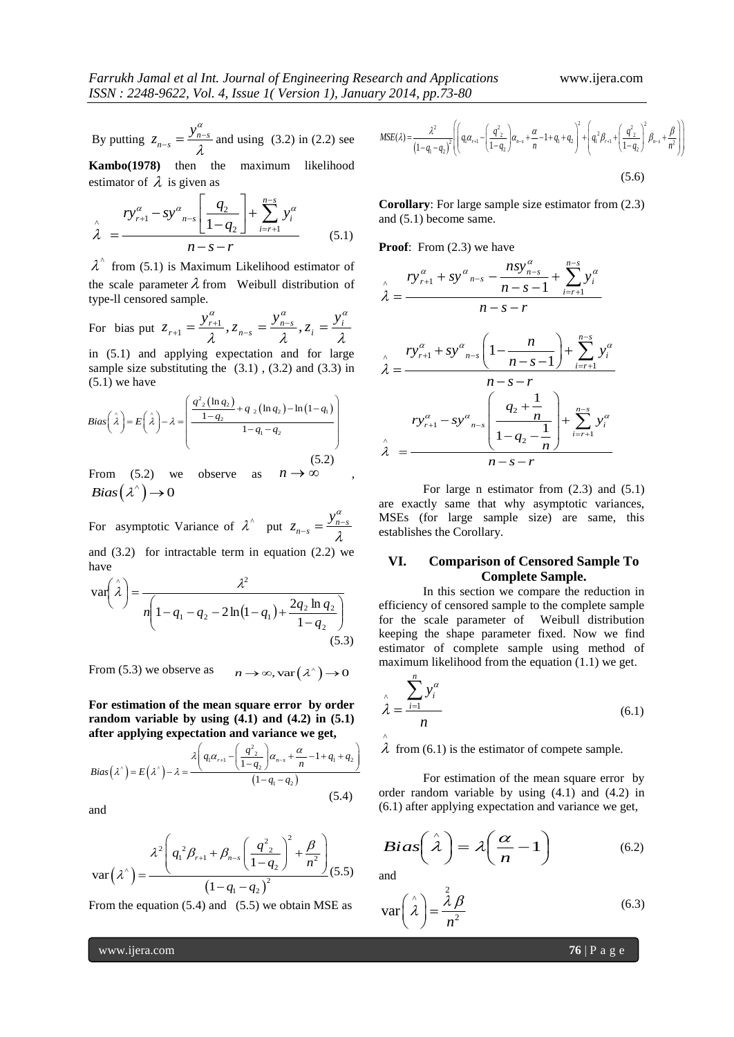By putting $z_{n-s} = \frac{y_{n-s}^{\alpha}}{\lambda}$ and using (3.2) in (2.2) see **Kambo(1978)** then the maximum likelihood estimator of $\lambda$ is given as

$$\hat{\lambda} = \frac{ry_{r+1}^{\alpha} - sy^{\alpha}{}_{n-s}\left[\frac{q_2}{1-q_2}\right] + \sum_{i=r+1}^{n-s} y_i^{\alpha}}{n-s-r} \tag{5.1}$$

$\lambda^{\wedge}$ from (5.1) is Maximum Likelihood estimator of the scale parameter $\lambda$ from Weibull distribution of type-ll censored sample.

For bias put $z_{r+1} = \frac{y_{r+1}^{\alpha}}{\lambda}, z_{n-s} = \frac{y_{n-s}^{\alpha}}{\lambda}, z_i = \frac{y_i^{\alpha}}{\lambda}$ in (5.1) and applying expectation and for large sample size substituting the (3.1) , (3.2) and (3.3) in (5.1) we have

$$Bias\left(\hat{\lambda}\right) = E\left(\hat{\lambda}\right) - \lambda = \left(\frac{\frac{q^2{}_2(\ln q_2)}{1-q_2} + q_2(\ln q_2) - \ln(1-q_1)}{1-q_1-q_2}\right) \tag{5.2}$$

From (5.2) we observe as $n \to \infty$, $Bias(\lambda^{\wedge}) \to 0$

For asymptotic Variance of $\lambda^{\wedge}$ put $z_{n-s} = \frac{y_{n-s}^{\alpha}}{\lambda}$ and (3.2) for intractable term in equation (2.2) we have

$$\operatorname{var}\left(\hat{\lambda}\right) = \frac{\lambda^2}{n\left(1-q_1-q_2-2\ln(1-q_1)+\frac{2q_2\ln q_2}{1-q_2}\right)} \tag{5.3}$$

From (5.3) we observe as $n \to \infty, \operatorname{var}(\lambda^{\wedge}) \to 0$

**For estimation of the mean square error by order random variable by using (4.1) and (4.2) in (5.1) after applying expectation and variance we get,**

$$Bias(\lambda^{\wedge}) = E(\lambda^{\wedge}) - \lambda = \frac{\lambda\left(q_1\alpha_{r+1} - \left(\frac{q^2{}_2}{1-q_2}\right)\alpha_{n-s} + \frac{\alpha}{n} - 1 + q_1 + q_2\right)}{(1-q_1-q_2)} \tag{5.4}$$

and

$$\operatorname{var}(\lambda^{\wedge}) = \frac{\lambda^2\left(q_1{}^2\beta_{r+1} + \beta_{n-s}\left(\frac{q^2{}_2}{1-q_2}\right)^2 + \frac{\beta}{n^2}\right)}{(1-q_1-q_2)^2} \tag{5.5}$$

From the equation (5.4) and (5.5) we obtain MSE as

$$MSE(\lambda) = \frac{\lambda^2}{(1-q_1-q_2)^2}\left(\left(q_1\alpha_{r+1} - \left(\frac{q^2{}_2}{1-q_2}\right)\alpha_{n-s} + \frac{\alpha}{n} - 1 + q_1 + q_2\right)^2 + \left(q_1^2\beta_{r+1} + \left(\frac{q^2{}_2}{1-q_2}\right)^2\beta_{n-s} + \frac{\beta}{n^2}\right)\right) \tag{5.6}$$

**Corollary**: For large sample size estimator from (2.3) and (5.1) become same.

**Proof**: From (2.3) we have

$$\hat{\lambda} = \frac{ry_{r+1}^{\alpha} + sy^{\alpha}{}_{n-s} - \frac{nsy_{n-s}^{\alpha}}{n-s-1} + \sum_{i=r+1}^{n-s} y_i^{\alpha}}{n-s-r}$$

$$\hat{\lambda} = \frac{ry_{r+1}^{\alpha} + sy^{\alpha}{}_{n-s}\left(1 - \frac{n}{n-s-1}\right) + \sum_{i=r+1}^{n-s} y_i^{\alpha}}{n-s-r}$$

$$\hat{\lambda} = \frac{ry_{r+1}^{\alpha} - sy^{\alpha}{}_{n-s}\left(\frac{q_2 + \frac{1}{n}}{1-q_2-\frac{1}{n}}\right) + \sum_{i=r+1}^{n-s} y_i^{\alpha}}{n-s-r}$$

For large n estimator from (2.3) and (5.1) are exactly same that why asymptotic variances, MSEs (for large sample size) are same, this establishes the Corollary.

## VI. Comparison of Censored Sample To Complete Sample.

In this section we compare the reduction in efficiency of censored sample to the complete sample for the scale parameter of Weibull distribution keeping the shape parameter fixed. Now we find estimator of complete sample using method of maximum likelihood from the equation (1.1) we get.

$$\hat{\lambda} = \frac{\sum_{i=1}^{n} y_i^{\alpha}}{n} \tag{6.1}$$

$\hat{\lambda}$ from (6.1) is the estimator of compete sample.

For estimation of the mean square error by order random variable by using (4.1) and (4.2) in (6.1) after applying expectation and variance we get,

$$Bias\left(\hat{\lambda}\right) = \lambda\left(\frac{\alpha}{n} - 1\right) \tag{6.2}$$

and

$$\operatorname{var}\left(\hat{\lambda}\right) = \frac{\lambda^2 \beta}{n^2} \tag{6.3}$$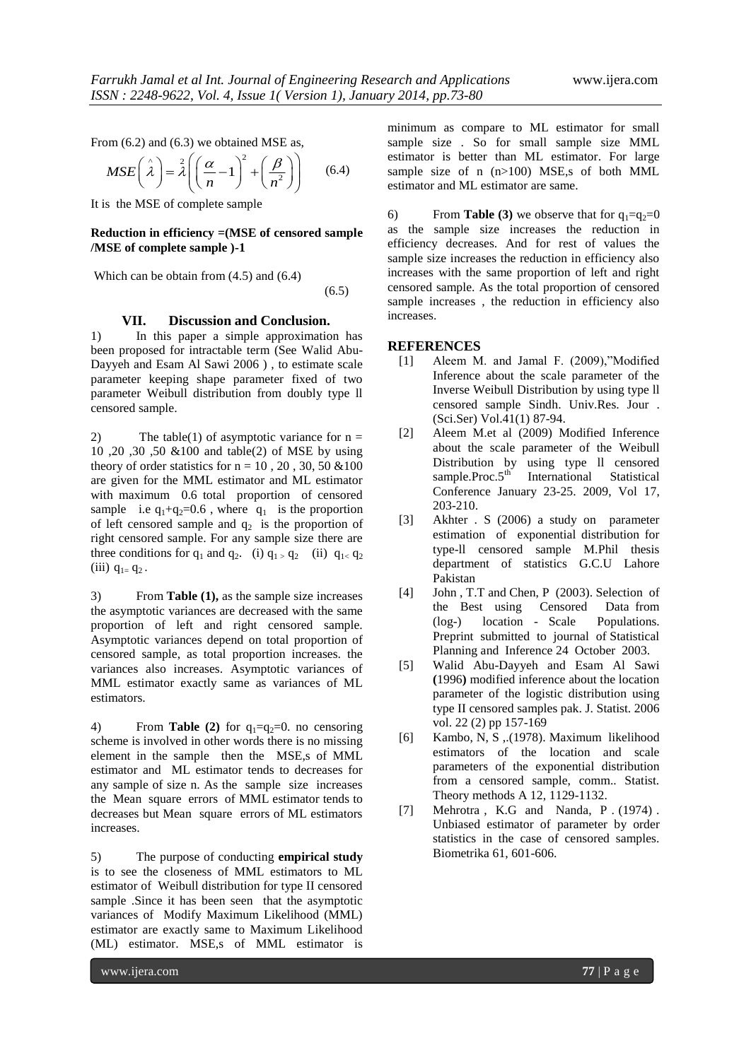From (6.2) and (6.3) we obtained MSE as,

$$MSE\left(\hat{\lambda}\right) = \hat{\lambda}^{2}\left(\left(\frac{\alpha}{n}-1\right)^{2}+\left(\frac{\beta}{n^{2}}\right)\right) \qquad (6.4)$$

It is the MSE of complete sample

**Reduction in efficiency =(MSE of censored sample /MSE of complete sample )-1**

Which can be obtain from (4.5) and (6.4)

(6.5)

## VII. Discussion and Conclusion.

1) In this paper a simple approximation has been proposed for intractable term (See Walid Abu-Dayyeh and Esam Al Sawi 2006 ) , to estimate scale parameter keeping shape parameter fixed of two parameter Weibull distribution from doubly type ll censored sample.

2) The table(1) of asymptotic variance for n = 10 ,20 ,30 ,50 &100 and table(2) of MSE by using theory of order statistics for n = 10 , 20 , 30, 50 &100 are given for the MML estimator and ML estimator with maximum 0.6 total proportion of censored sample i.e $q_1+q_2=0.6$ , where $q_1$ is the proportion of left censored sample and $q_2$ is the proportion of right censored sample. For any sample size there are three conditions for $q_1$ and $q_2$. (i) $q_1 > q_2$ (ii) $q_1 < q_2$ (iii) $q_1 = q_2$ .

3) From **Table (1),** as the sample size increases the asymptotic variances are decreased with the same proportion of left and right censored sample. Asymptotic variances depend on total proportion of censored sample, as total proportion increases. the variances also increases. Asymptotic variances of MML estimator exactly same as variances of ML estimators.

4) From **Table (2)** for $q_1=q_2=0$. no censoring scheme is involved in other words there is no missing element in the sample then the MSE,s of MML estimator and ML estimator tends to decreases for any sample of size n. As the sample size increases the Mean square errors of MML estimator tends to decreases but Mean square errors of ML estimators increases.

5) The purpose of conducting **empirical study** is to see the closeness of MML estimators to ML estimator of Weibull distribution for type II censored sample .Since it has been seen that the asymptotic variances of Modify Maximum Likelihood (MML) estimator are exactly same to Maximum Likelihood (ML) estimator. MSE,s of MML estimator is minimum as compare to ML estimator for small sample size . So for small sample size MML estimator is better than ML estimator. For large sample size of n (n>100) MSE,s of both MML estimator and ML estimator are same.

6) From **Table (3)** we observe that for $q_1=q_2=0$ as the sample size increases the reduction in efficiency decreases. And for rest of values the sample size increases the reduction in efficiency also increases with the same proportion of left and right censored sample. As the total proportion of censored sample increases , the reduction in efficiency also increases.

## REFERENCES

[1] Aleem M. and Jamal F. (2009),"Modified Inference about the scale parameter of the Inverse Weibull Distribution by using type ll censored sample Sindh. Univ.Res. Jour . (Sci.Ser) Vol.41(1) 87-94.

[2] Aleem M.et al (2009) Modified Inference about the scale parameter of the Weibull Distribution by using type ll censored sample.Proc.5th International Statistical Conference January 23-25. 2009, Vol 17, 203-210.

[3] Akhter . S (2006) a study on parameter estimation of exponential distribution for type-ll censored sample M.Phil thesis department of statistics G.C.U Lahore Pakistan

[4] John , T.T and Chen, P (2003). Selection of the Best using Censored Data from (log-) location - Scale Populations. Preprint submitted to journal of Statistical Planning and Inference 24 October 2003.

[5] Walid Abu-Dayyeh and Esam Al Sawi **(**1996**)** modified inference about the location parameter of the logistic distribution using type II censored samples pak. J. Statist. 2006 vol. 22 (2) pp 157-169

[6] Kambo, N, S ,.(1978). Maximum likelihood estimators of the location and scale parameters of the exponential distribution from a censored sample, comm.. Statist. Theory methods A 12, 1129-1132.

[7] Mehrotra , K.G and Nanda, P . (1974) . Unbiased estimator of parameter by order statistics in the case of censored samples. Biometrika 61, 601-606.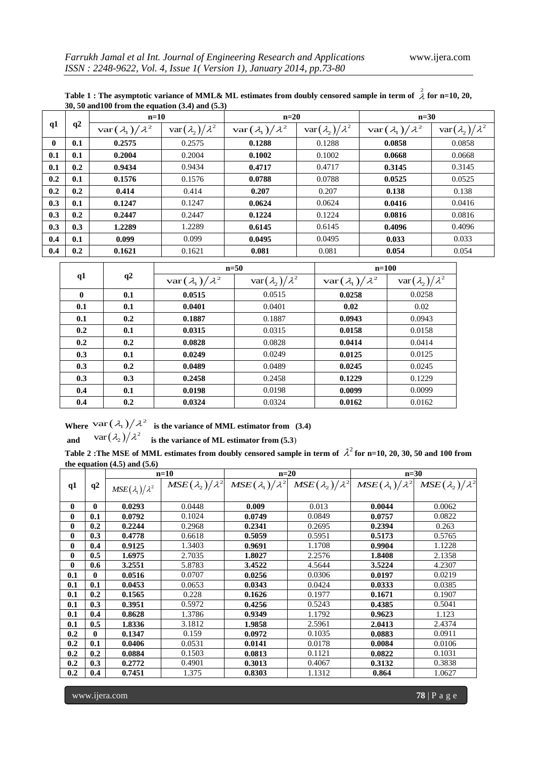**Table 1 : The asymptotic variance of MML& ML estimates from doubly censored sample in term of $\lambda^2$ for n=10, 20, 30, 50 and100 from the equation (3.4) and (5.3)**

| q1 | q2 | n=10 | | n=20 | | n=30 | |
|---|---|---|---|---|---|---|---|
| | | $\text{var}(\lambda_1)/\lambda^2$ | $\text{var}(\lambda_2)/\lambda^2$ | $\text{var}(\lambda_1)/\lambda^2$ | $\text{var}(\lambda_2)/\lambda^2$ | $\text{var}(\lambda_1)/\lambda^2$ | $\text{var}(\lambda_2)/\lambda^2$ |
| **0** | **0.1** | **0.2575** | 0.2575 | **0.1288** | 0.1288 | **0.0858** | 0.0858 |
| **0.1** | **0.1** | **0.2004** | 0.2004 | **0.1002** | 0.1002 | **0.0668** | 0.0668 |
| **0.1** | **0.2** | **0.9434** | 0.9434 | **0.4717** | 0.4717 | **0.3145** | 0.3145 |
| **0.2** | **0.1** | **0.1576** | 0.1576 | **0.0788** | 0.0788 | **0.0525** | 0.0525 |
| **0.2** | **0.2** | **0.414** | 0.414 | **0.207** | 0.207 | **0.138** | 0.138 |
| **0.3** | **0.1** | **0.1247** | 0.1247 | **0.0624** | 0.0624 | **0.0416** | 0.0416 |
| **0.3** | **0.2** | **0.2447** | 0.2447 | **0.1224** | 0.1224 | **0.0816** | 0.0816 |
| **0.3** | **0.3** | **1.2289** | 1.2289 | **0.6145** | 0.6145 | **0.4096** | 0.4096 |
| **0.4** | **0.1** | **0.099** | 0.099 | **0.0495** | 0.0495 | **0.033** | 0.033 |
| **0.4** | **0.2** | **0.1621** | 0.1621 | **0.081** | 0.081 | **0.054** | 0.054 |

| q1 | q2 | n=50 | | n=100 | |
|---|---|---|---|---|---|
| | | $\text{var}(\lambda_1)/\lambda^2$ | $\text{var}(\lambda_2)/\lambda^2$ | $\text{var}(\lambda_1)/\lambda^2$ | $\text{var}(\lambda_2)/\lambda^2$ |
| **0** | **0.1** | **0.0515** | 0.0515 | **0.0258** | 0.0258 |
| **0.1** | **0.1** | **0.0401** | 0.0401 | **0.02** | 0.02 |
| **0.1** | **0.2** | **0.1887** | 0.1887 | **0.0943** | 0.0943 |
| **0.2** | **0.1** | **0.0315** | 0.0315 | **0.0158** | 0.0158 |
| **0.2** | **0.2** | **0.0828** | 0.0828 | **0.0414** | 0.0414 |
| **0.3** | **0.1** | **0.0249** | 0.0249 | **0.0125** | 0.0125 |
| **0.3** | **0.2** | **0.0489** | 0.0489 | **0.0245** | 0.0245 |
| **0.3** | **0.3** | **0.2458** | 0.2458 | **0.1229** | 0.1229 |
| **0.4** | **0.1** | **0.0198** | 0.0198 | **0.0099** | 0.0099 |
| **0.4** | **0.2** | **0.0324** | 0.0324 | **0.0162** | 0.0162 |

**Where** $\text{var}(\lambda_1)/\lambda^2$ **is the variance of MML estimator from (3.4)**

**and** $\text{var}(\lambda_2)/\lambda^2$ **is the variance of ML estimator from (5.3)**

**Table 2 :The MSE of MML estimates from doubly censored sample in term of $\lambda^2$ for n=10, 20, 30, 50 and 100 from the equation (4.5) and (5.6)**

| q1 | q2 | n=10 | | n=20 | | n=30 | |
|---|---|---|---|---|---|---|---|
| | | $MSE(\lambda_1)/\lambda^2$ | $MSE(\lambda_2)/\lambda^2$ | $MSE(\lambda_1)/\lambda^2$ | $MSE(\lambda_2)/\lambda^2$ | $MSE(\lambda_1)/\lambda^2$ | $MSE(\lambda_2)/\lambda^2$ |
| **0** | **0** | **0.0293** | 0.0448 | **0.009** | 0.013 | **0.0044** | 0.0062 |
| **0** | **0.1** | **0.0792** | 0.1024 | **0.0749** | 0.0849 | **0.0757** | 0.0822 |
| **0** | **0.2** | **0.2244** | 0.2968 | **0.2341** | 0.2695 | **0.2394** | 0.263 |
| **0** | **0.3** | **0.4778** | 0.6618 | **0.5059** | 0.5951 | **0.5173** | 0.5765 |
| **0** | **0.4** | **0.9125** | 1.3403 | **0.9691** | 1.1708 | **0.9904** | 1.1228 |
| **0** | **0.5** | **1.6975** | 2.7035 | **1.8027** | 2.2576 | **1.8408** | 2.1358 |
| **0** | **0.6** | **3.2551** | 5.8783 | **3.4522** | 4.5644 | **3.5224** | 4.2307 |
| **0.1** | **0** | **0.0516** | 0.0707 | **0.0256** | 0.0306 | **0.0197** | 0.0219 |
| **0.1** | **0.1** | **0.0453** | 0.0653 | **0.0343** | 0.0424 | **0.0333** | 0.0385 |
| **0.1** | **0.2** | **0.1565** | 0.228 | **0.1626** | 0.1977 | **0.1671** | 0.1907 |
| **0.1** | **0.3** | **0.3951** | 0.5972 | **0.4256** | 0.5243 | **0.4385** | 0.5041 |
| **0.1** | **0.4** | **0.8628** | 1.3786 | **0.9349** | 1.1792 | **0.9623** | 1.123 |
| **0.1** | **0.5** | **1.8336** | 3.1812 | **1.9858** | 2.5961 | **2.0413** | 2.4374 |
| **0.2** | **0** | **0.1347** | 0.159 | **0.0972** | 0.1035 | **0.0883** | 0.0911 |
| **0.2** | **0.1** | **0.0406** | 0.0531 | **0.0141** | 0.0178 | **0.0084** | 0.0106 |
| **0.2** | **0.2** | **0.0884** | 0.1503 | **0.0813** | 0.1121 | **0.0822** | 0.1031 |
| **0.2** | **0.3** | **0.2772** | 0.4901 | **0.3013** | 0.4067 | **0.3132** | 0.3838 |
| **0.2** | **0.4** | **0.7451** | 1.375 | **0.8303** | 1.1312 | **0.864** | 1.0627 |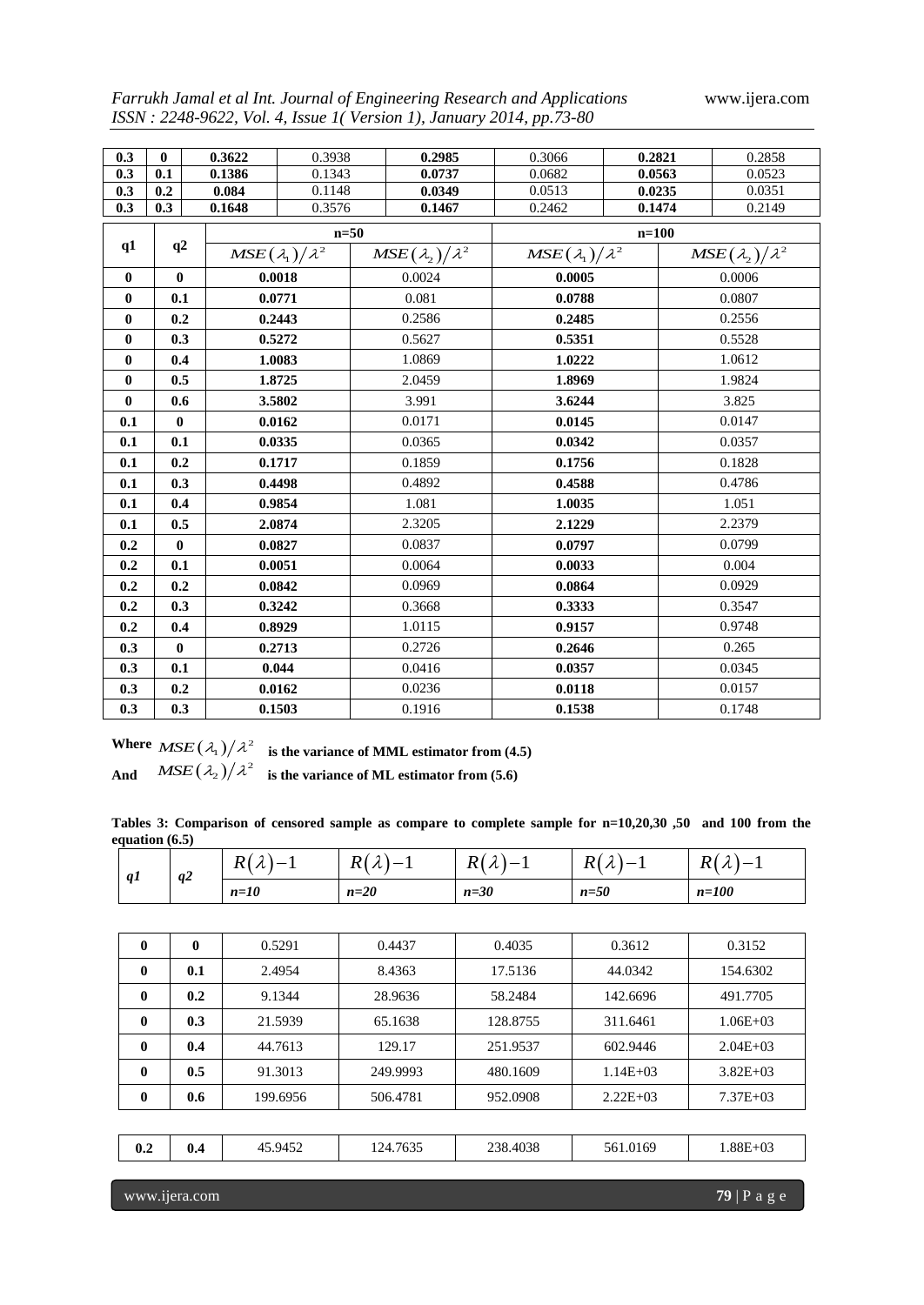| 0.3 | 0 | **0.3622** | 0.3938 | **0.2985** | 0.3066 | **0.2821** | 0.2858 |
|---|---|---|---|---|---|---|---|
| **0.3** | **0.1** | **0.1386** | 0.1343 | **0.0737** | 0.0682 | **0.0563** | 0.0523 |
| **0.3** | **0.2** | **0.084** | 0.1148 | **0.0349** | 0.0513 | **0.0235** | 0.0351 |
| **0.3** | **0.3** | **0.1648** | 0.3576 | **0.1467** | 0.2462 | **0.1474** | 0.2149 |

| q1 | q2 | n=50 | | n=100 | |
|---|---|---|---|---|---|
| | | $MSE(\lambda_1)/\lambda^2$ | $MSE(\lambda_2)/\lambda^2$ | $MSE(\lambda_1)/\lambda^2$ | $MSE(\lambda_2)/\lambda^2$ |
| **0** | **0** | **0.0018** | 0.0024 | **0.0005** | 0.0006 |
| **0** | **0.1** | **0.0771** | 0.081 | **0.0788** | 0.0807 |
| **0** | **0.2** | **0.2443** | 0.2586 | **0.2485** | 0.2556 |
| **0** | **0.3** | **0.5272** | 0.5627 | **0.5351** | 0.5528 |
| **0** | **0.4** | **1.0083** | 1.0869 | **1.0222** | 1.0612 |
| **0** | **0.5** | **1.8725** | 2.0459 | **1.8969** | 1.9824 |
| **0** | **0.6** | **3.5802** | 3.991 | **3.6244** | 3.825 |
| **0.1** | **0** | **0.0162** | 0.0171 | **0.0145** | 0.0147 |
| **0.1** | **0.1** | **0.0335** | 0.0365 | **0.0342** | 0.0357 |
| **0.1** | **0.2** | **0.1717** | 0.1859 | **0.1756** | 0.1828 |
| **0.1** | **0.3** | **0.4498** | 0.4892 | **0.4588** | 0.4786 |
| **0.1** | **0.4** | **0.9854** | 1.081 | **1.0035** | 1.051 |
| **0.1** | **0.5** | **2.0874** | 2.3205 | **2.1229** | 2.2379 |
| **0.2** | **0** | **0.0827** | 0.0837 | **0.0797** | 0.0799 |
| **0.2** | **0.1** | **0.0051** | 0.0064 | **0.0033** | 0.004 |
| **0.2** | **0.2** | **0.0842** | 0.0969 | **0.0864** | 0.0929 |
| **0.2** | **0.3** | **0.3242** | 0.3668 | **0.3333** | 0.3547 |
| **0.2** | **0.4** | **0.8929** | 1.0115 | **0.9157** | 0.9748 |
| **0.3** | **0** | **0.2713** | 0.2726 | **0.2646** | 0.265 |
| **0.3** | **0.1** | **0.044** | 0.0416 | **0.0357** | 0.0345 |
| **0.3** | **0.2** | **0.0162** | 0.0236 | **0.0118** | 0.0157 |
| **0.3** | **0.3** | **0.1503** | 0.1916 | **0.1538** | 0.1748 |

**Where** $MSE(\lambda_1)/\lambda^2$ **is the variance of MML estimator from (4.5)**

**And** $MSE(\lambda_2)/\lambda^2$ **is the variance of ML estimator from (5.6)**

**Tables 3: Comparison of censored sample as compare to complete sample for n=10,20,30 ,50 and 100 from the equation (6.5)**

| *q1* | *q2* | $R(\lambda)-1$ *n=10* | $R(\lambda)-1$ *n=20* | $R(\lambda)-1$ *n=30* | $R(\lambda)-1$ *n=50* | $R(\lambda)-1$ *n=100* |
|---|---|---|---|---|---|---|
| **0** | **0** | 0.5291 | 0.4437 | 0.4035 | 0.3612 | 0.3152 |
| **0** | **0.1** | 2.4954 | 8.4363 | 17.5136 | 44.0342 | 154.6302 |
| **0** | **0.2** | 9.1344 | 28.9636 | 58.2484 | 142.6696 | 491.7705 |
| **0** | **0.3** | 21.5939 | 65.1638 | 128.8755 | 311.6461 | 1.06E+03 |
| **0** | **0.4** | 44.7613 | 129.17 | 251.9537 | 602.9446 | 2.04E+03 |
| **0** | **0.5** | 91.3013 | 249.9993 | 480.1609 | 1.14E+03 | 3.82E+03 |
| **0** | **0.6** | 199.6956 | 506.4781 | 952.0908 | 2.22E+03 | 7.37E+03 |
| **0.2** | **0.4** | 45.9452 | 124.7635 | 238.4038 | 561.0169 | 1.88E+03 |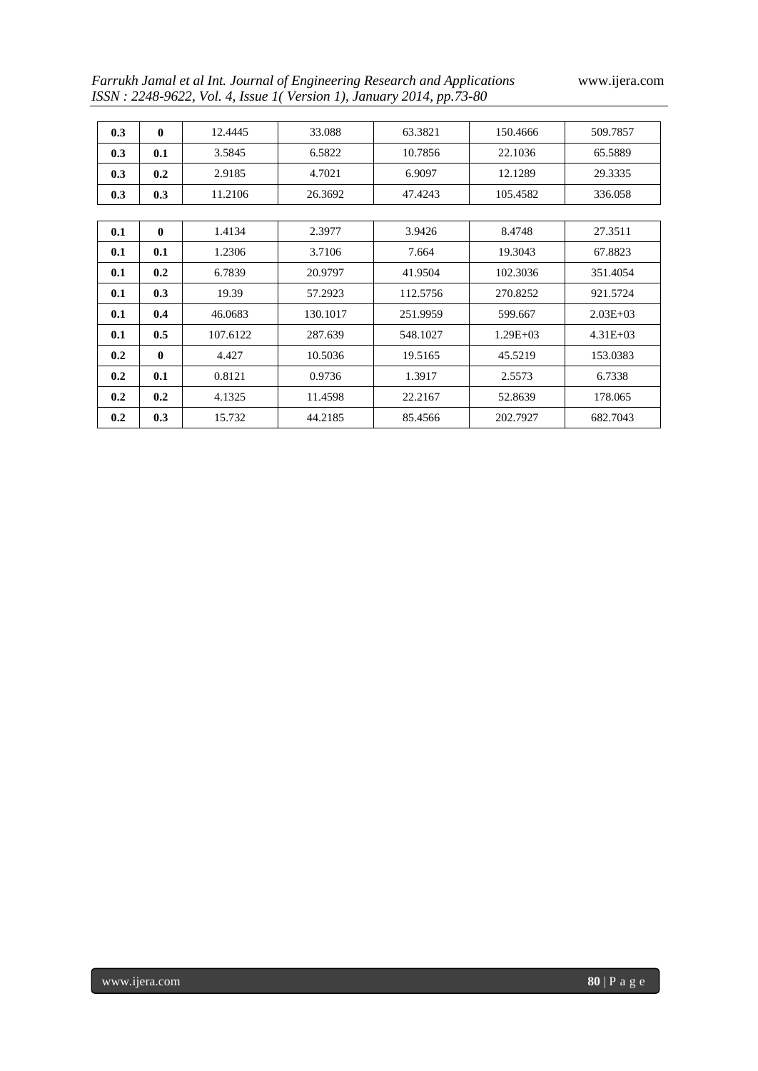| | | | | | | |
|---|---|---|---|---|---|---|
| **0.3** | **0** | 12.4445 | 33.088 | 63.3821 | 150.4666 | 509.7857 |
| **0.3** | **0.1** | 3.5845 | 6.5822 | 10.7856 | 22.1036 | 65.5889 |
| **0.3** | **0.2** | 2.9185 | 4.7021 | 6.9097 | 12.1289 | 29.3335 |
| **0.3** | **0.3** | 11.2106 | 26.3692 | 47.4243 | 105.4582 | 336.058 |

| | | | | | | |
|---|---|---|---|---|---|---|
| **0.1** | **0** | 1.4134 | 2.3977 | 3.9426 | 8.4748 | 27.3511 |
| **0.1** | **0.1** | 1.2306 | 3.7106 | 7.664 | 19.3043 | 67.8823 |
| **0.1** | **0.2** | 6.7839 | 20.9797 | 41.9504 | 102.3036 | 351.4054 |
| **0.1** | **0.3** | 19.39 | 57.2923 | 112.5756 | 270.8252 | 921.5724 |
| **0.1** | **0.4** | 46.0683 | 130.1017 | 251.9959 | 599.667 | 2.03E+03 |
| **0.1** | **0.5** | 107.6122 | 287.639 | 548.1027 | 1.29E+03 | 4.31E+03 |
| **0.2** | **0** | 4.427 | 10.5036 | 19.5165 | 45.5219 | 153.0383 |
| **0.2** | **0.1** | 0.8121 | 0.9736 | 1.3917 | 2.5573 | 6.7338 |
| **0.2** | **0.2** | 4.1325 | 11.4598 | 22.2167 | 52.8639 | 178.065 |
| **0.2** | **0.3** | 15.732 | 44.2185 | 85.4566 | 202.7927 | 682.7043 |